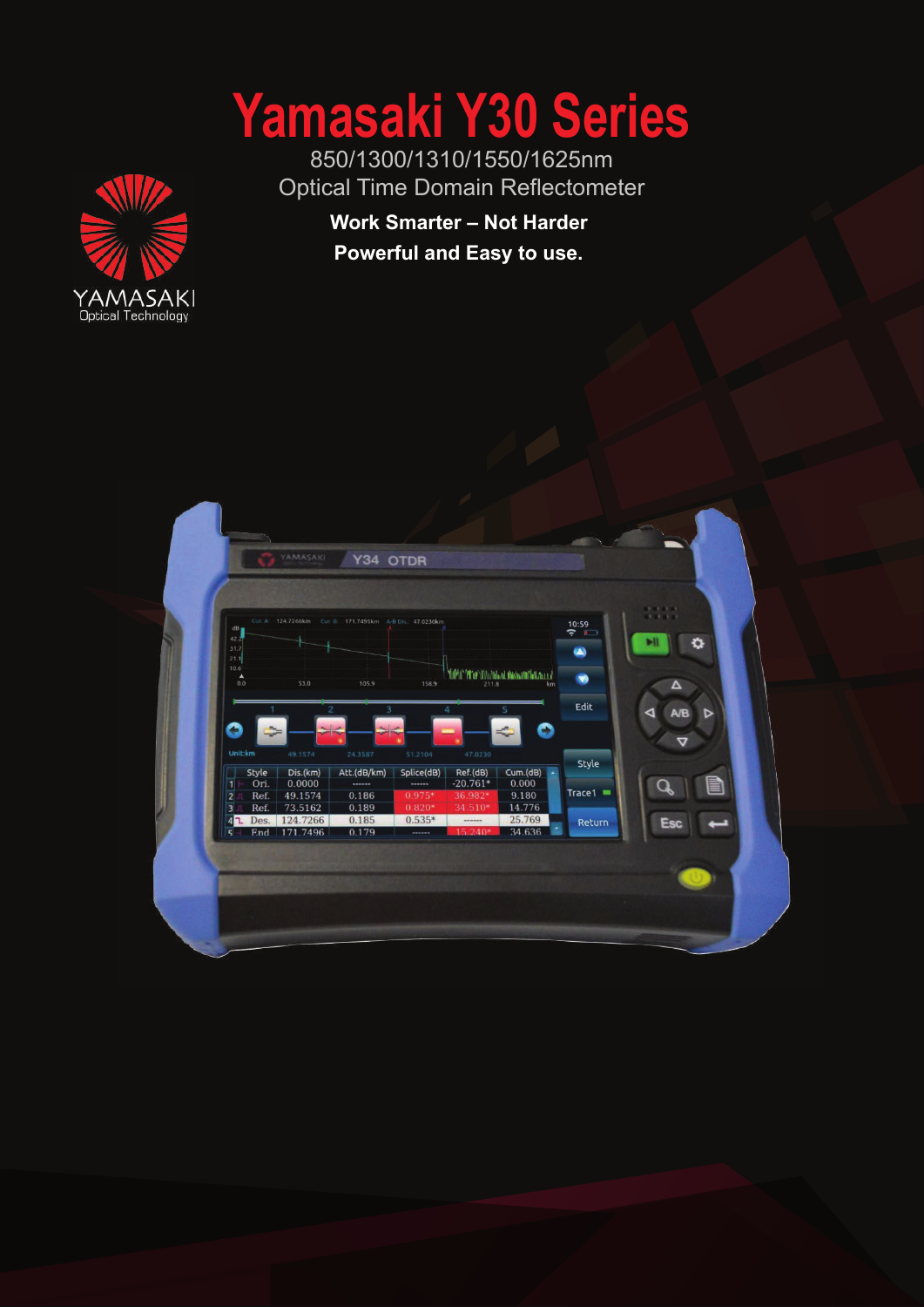# Yamasaki Y30 Series

850/1300/1310/1550/1625nm

Optical Time Domain Reflectometer

**Work Smarter – Not Harder**

**Powerful and Easy to use.**

YAMASAKI
Optical Technology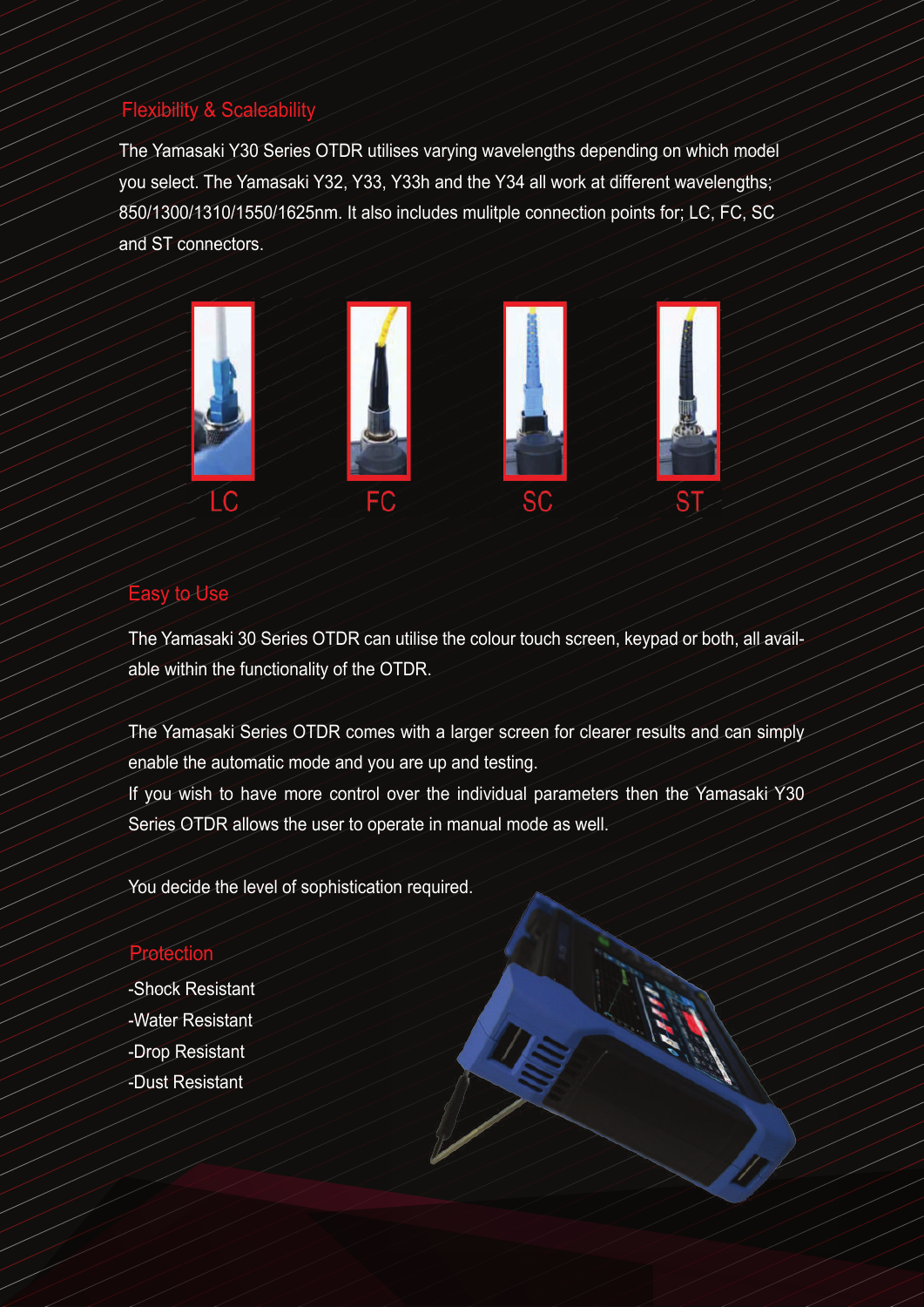## Flexibility & Scaleability

The Yamasaki Y30 Series OTDR utilises varying wavelengths depending on which model you select. The Yamasaki Y32, Y33, Y33h and the Y34 all work at different wavelengths; 850/1300/1310/1550/1625nm. It also includes mulitple connection points for; LC, FC, SC and ST connectors.

LC

FC

SC

ST

## Easy to Use

The Yamasaki 30 Series OTDR can utilise the colour touch screen, keypad or both, all available within the functionality of the OTDR.

The Yamasaki Series OTDR comes with a larger screen for clearer results and can simply enable the automatic mode and you are up and testing.
If you wish to have more control over the individual parameters then the Yamasaki Y30 Series OTDR allows the user to operate in manual mode as well.

You decide the level of sophistication required.

## Protection

-Shock Resistant
-Water Resistant
-Drop Resistant
-Dust Resistant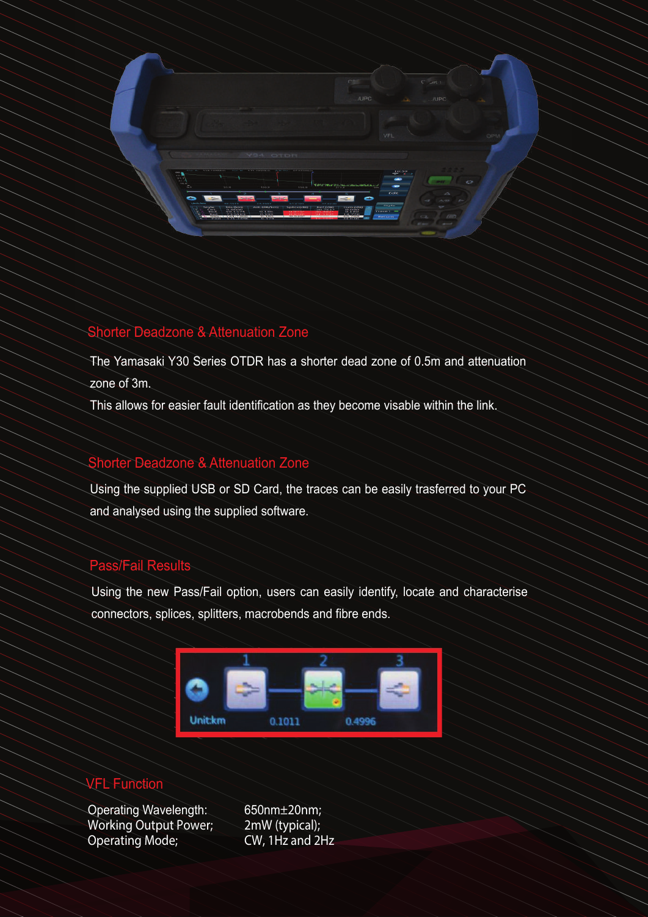## Shorter Deadzone & Attenuation Zone

The Yamasaki Y30 Series OTDR has a shorter dead zone of 0.5m and attenuation zone of 3m.

This allows for easier fault identification as they become visable within the link.

## Shorter Deadzone & Attenuation Zone

Using the supplied USB or SD Card, the traces can be easily trasferred to your PC and analysed using the supplied software.

## Pass/Fail Results

Using the new Pass/Fail option, users can easily identify, locate and characterise connectors, splices, splitters, macrobends and fibre ends.

## VFL Function

| | |
|---|---|
| Operating Wavelength: | 650nm±20nm; |
| Working Output Power; | 2mW (typical); |
| Operating Mode; | CW, 1Hz and 2Hz |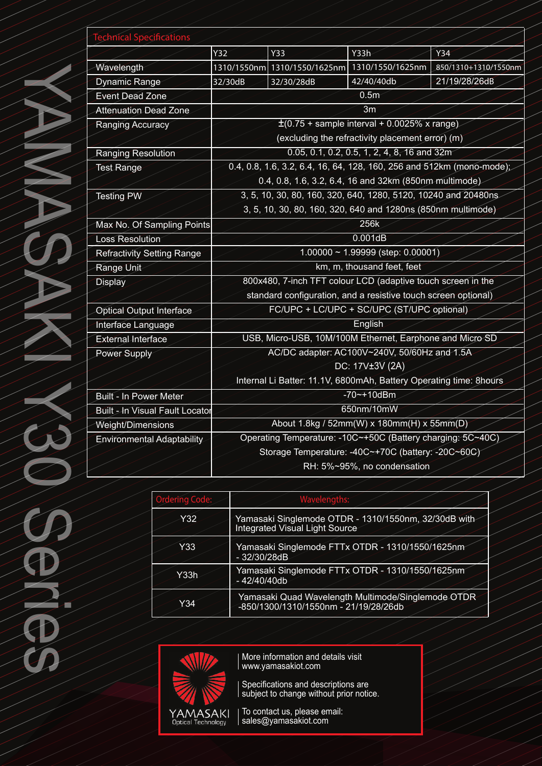# YAMASAKI Y30 Series

## Technical Specifications

| | Y32 | Y33 | Y33h | Y34 |
|---|---|---|---|---|
| Wavelength | 1310/1550nm | 1310/1550/1625nm | 1310/1550/1625nm | 850/1310+1310/1550nm |
| Dynamic Range | 32/30dB | 32/30/28dB | 42/40/40db | 21/19/28/26dB |
| Event Dead Zone | 0.5m | | | |
| Attenuation Dead Zone | 3m | | | |
| Ranging Accuracy | ±(0.75 + sample interval + 0.0025% x range) (excluding the refractivity placement error) (m) | | | |
| Ranging Resolution | 0.05, 0.1, 0.2, 0.5, 1, 2, 4, 8, 16 and 32m | | | |
| Test Range | 0.4, 0.8, 1.6, 3.2, 6.4, 16, 64, 128, 160, 256 and 512km (mono-mode); 0.4, 0.8, 1.6, 3.2, 6.4, 16 and 32km (850nm multimode) | | | |
| Testing PW | 3, 5, 10, 30, 80, 160, 320, 640, 1280, 5120, 10240 and 20480ns 3, 5, 10, 30, 80, 160, 320, 640 and 1280ns (850nm multimode) | | | |
| Max No. Of Sampling Points | 256k | | | |
| Loss Resolution | 0.001dB | | | |
| Refractivity Setting Range | 1.00000 ~ 1.99999 (step: 0.00001) | | | |
| Range Unit | km, m, thousand feet, feet | | | |
| Display | 800x480, 7-inch TFT colour LCD (adaptive touch screen in the standard configuration, and a resistive touch screen optional) | | | |
| Optical Output Interface | FC/UPC + LC/UPC + SC/UPC (ST/UPC optional) | | | |
| Interface Language | English | | | |
| External Interface | USB, Micro-USB, 10M/100M Ethernet, Earphone and Micro SD | | | |
| Power Supply | AC/DC adapter: AC100V~240V, 50/60Hz and 1.5A DC: 17V±3V (2A) Internal Li Batter: 11.1V, 6800mAh, Battery Operating time: 8hours | | | |
| Built - In Power Meter | -70~+10dBm | | | |
| Built - In Visual Fault Locator | 650nm/10mW | | | |
| Weight/Dimensions | About 1.8kg / 52mm(W) x 180mm(H) x 55mm(D) | | | |
| Environmental Adaptability | Operating Temperature: -10C~+50C (Battery charging: 5C~40C) Storage Temperature: -40C~+70C (battery: -20C~60C) RH: 5%~95%, no condensation | | | |

| Ordering Code: | Wavelengths: |
|---|---|
| Y32 | Yamasaki Singlemode OTDR - 1310/1550nm, 32/30dB with Integrated Visual Light Source |
| Y33 | Yamasaki Singlemode FTTx OTDR - 1310/1550/1625nm - 32/30/28dB |
| Y33h | Yamasaki Singlemode FTTx OTDR - 1310/1550/1625nm - 42/40/40db |
| Y34 | Yamasaki Quad Wavelength Multimode/Singlemode OTDR -850/1300/1310/1550nm - 21/19/28/26db |

YAMASAKI
Optical Technology

More information and details visit
www.yamasakiot.com

Specifications and descriptions are subject to change without prior notice.

To contact us, please email:
sales@yamasakiot.com